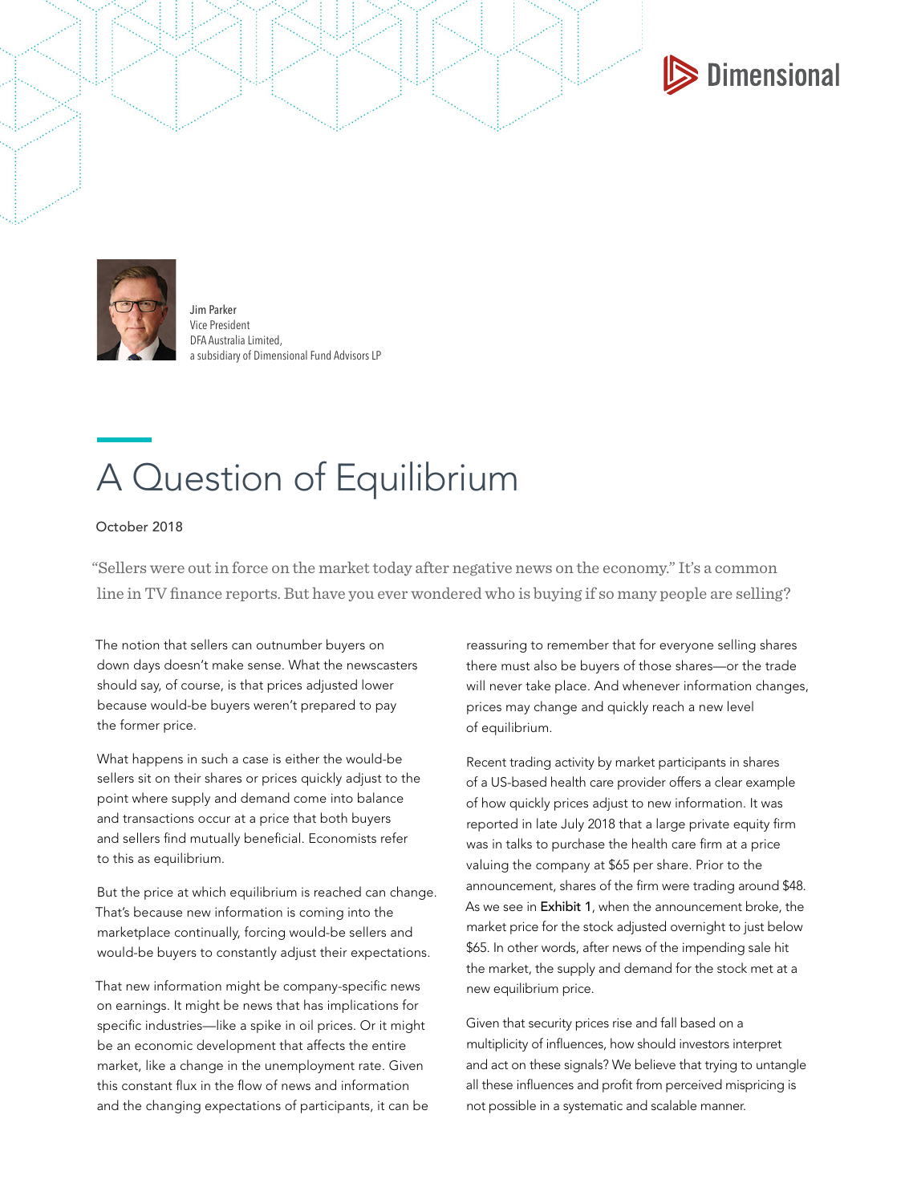Dimensional

Jim Parker
Vice President
DFA Australia Limited,
a subsidiary of Dimensional Fund Advisors LP

# A Question of Equilibrium

October 2018

"Sellers were out in force on the market today after negative news on the economy." It's a common line in TV finance reports. But have you ever wondered who is buying if so many people are selling?

The notion that sellers can outnumber buyers on down days doesn't make sense. What the newscasters should say, of course, is that prices adjusted lower because would-be buyers weren't prepared to pay the former price.

What happens in such a case is either the would-be sellers sit on their shares or prices quickly adjust to the point where supply and demand come into balance and transactions occur at a price that both buyers and sellers find mutually beneficial. Economists refer to this as equilibrium.

But the price at which equilibrium is reached can change. That's because new information is coming into the marketplace continually, forcing would-be sellers and would-be buyers to constantly adjust their expectations.

That new information might be company-specific news on earnings. It might be news that has implications for specific industries—like a spike in oil prices. Or it might be an economic development that affects the entire market, like a change in the unemployment rate. Given this constant flux in the flow of news and information and the changing expectations of participants, it can be reassuring to remember that for everyone selling shares there must also be buyers of those shares—or the trade will never take place. And whenever information changes, prices may change and quickly reach a new level of equilibrium.

Recent trading activity by market participants in shares of a US-based health care provider offers a clear example of how quickly prices adjust to new information. It was reported in late July 2018 that a large private equity firm was in talks to purchase the health care firm at a price valuing the company at $65 per share. Prior to the announcement, shares of the firm were trading around $48. As we see in Exhibit 1, when the announcement broke, the market price for the stock adjusted overnight to just below $65. In other words, after news of the impending sale hit the market, the supply and demand for the stock met at a new equilibrium price.

Given that security prices rise and fall based on a multiplicity of influences, how should investors interpret and act on these signals? We believe that trying to untangle all these influences and profit from perceived mispricing is not possible in a systematic and scalable manner.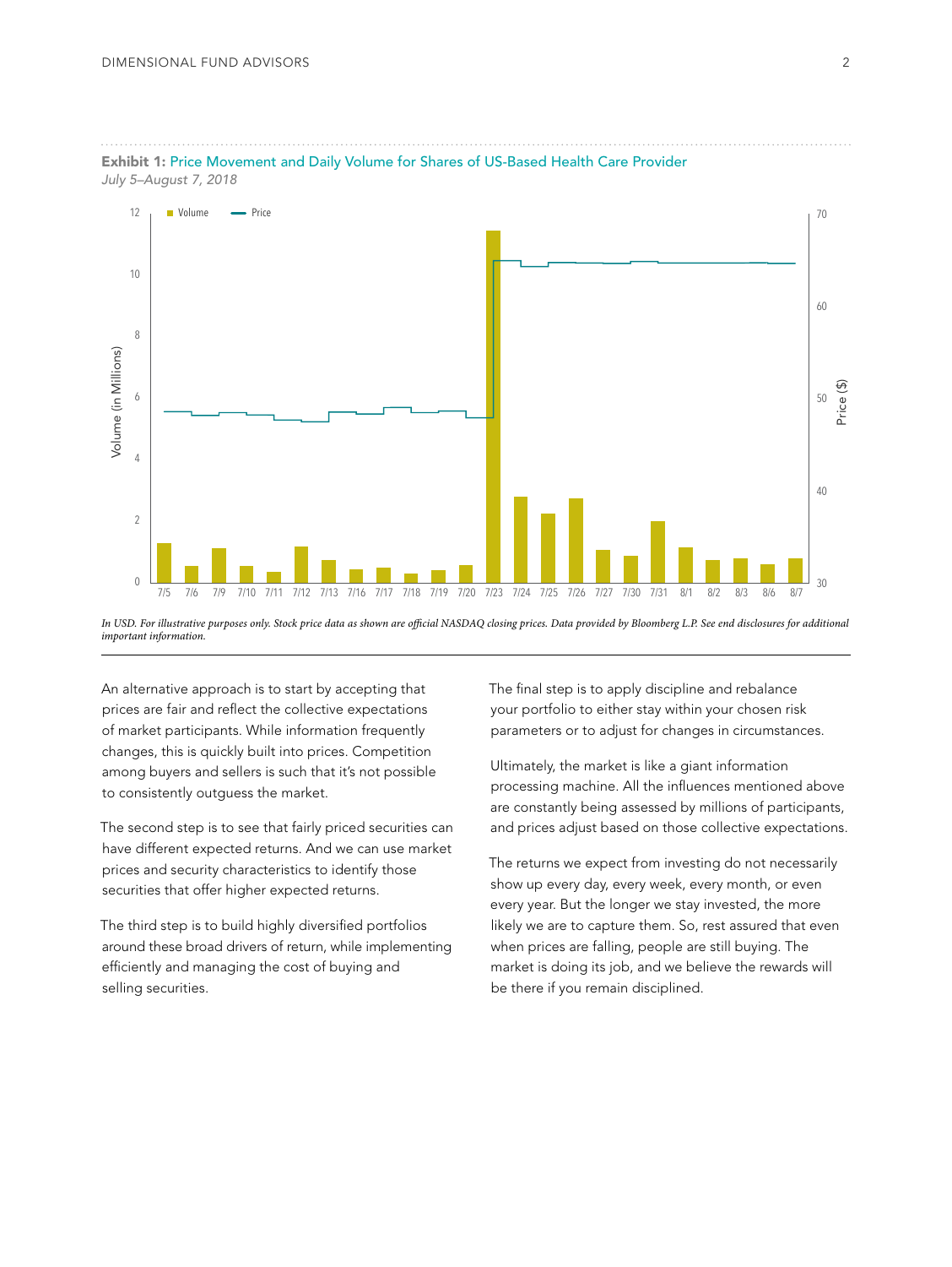**Exhibit 1:** Price Movement and Daily Volume for Shares of US-Based Health Care Provider

*July 5–August 7, 2018*

*In USD. For illustrative purposes only. Stock price data as shown are official NASDAQ closing prices. Data provided by Bloomberg L.P. See end disclosures for additional important information.*

An alternative approach is to start by accepting that prices are fair and reflect the collective expectations of market participants. While information frequently changes, this is quickly built into prices. Competition among buyers and sellers is such that it's not possible to consistently outguess the market.

The second step is to see that fairly priced securities can have different expected returns. And we can use market prices and security characteristics to identify those securities that offer higher expected returns.

The third step is to build highly diversified portfolios around these broad drivers of return, while implementing efficiently and managing the cost of buying and selling securities.

The final step is to apply discipline and rebalance your portfolio to either stay within your chosen risk parameters or to adjust for changes in circumstances.

Ultimately, the market is like a giant information processing machine. All the influences mentioned above are constantly being assessed by millions of participants, and prices adjust based on those collective expectations.

The returns we expect from investing do not necessarily show up every day, every week, every month, or even every year. But the longer we stay invested, the more likely we are to capture them. So, rest assured that even when prices are falling, people are still buying. The market is doing its job, and we believe the rewards will be there if you remain disciplined.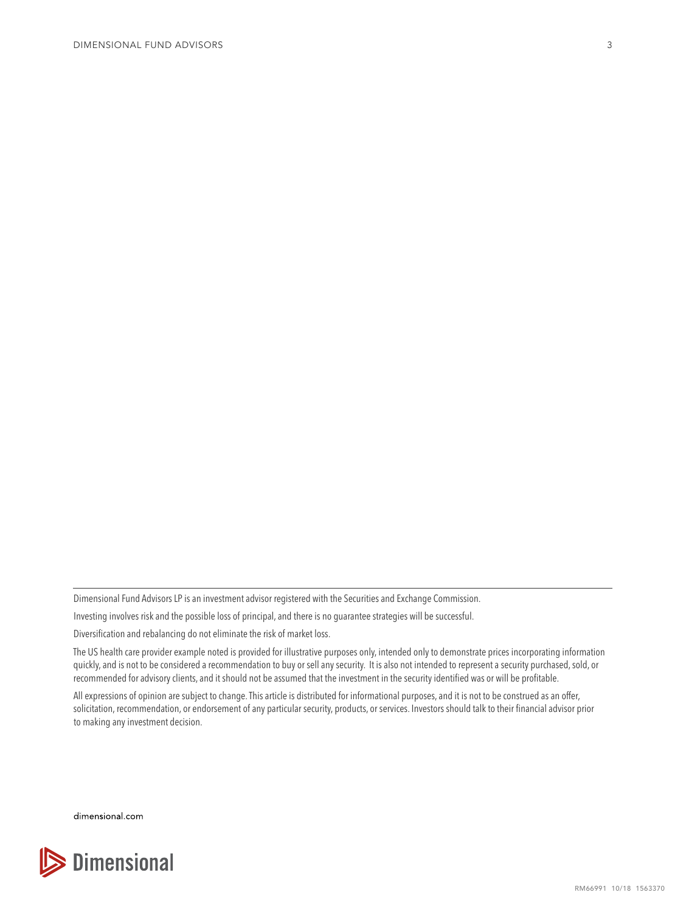Dimensional Fund Advisors LP is an investment advisor registered with the Securities and Exchange Commission.

Investing involves risk and the possible loss of principal, and there is no guarantee strategies will be successful.

Diversification and rebalancing do not eliminate the risk of market loss.

The US health care provider example noted is provided for illustrative purposes only, intended only to demonstrate prices incorporating information quickly, and is not to be considered a recommendation to buy or sell any security. It is also not intended to represent a security purchased, sold, or recommended for advisory clients, and it should not be assumed that the investment in the security identified was or will be profitable.

All expressions of opinion are subject to change. This article is distributed for informational purposes, and it is not to be construed as an offer, solicitation, recommendation, or endorsement of any particular security, products, or services. Investors should talk to their financial advisor prior to making any investment decision.

dimensional.com

Dimensional

RM66991 10/18 1563370